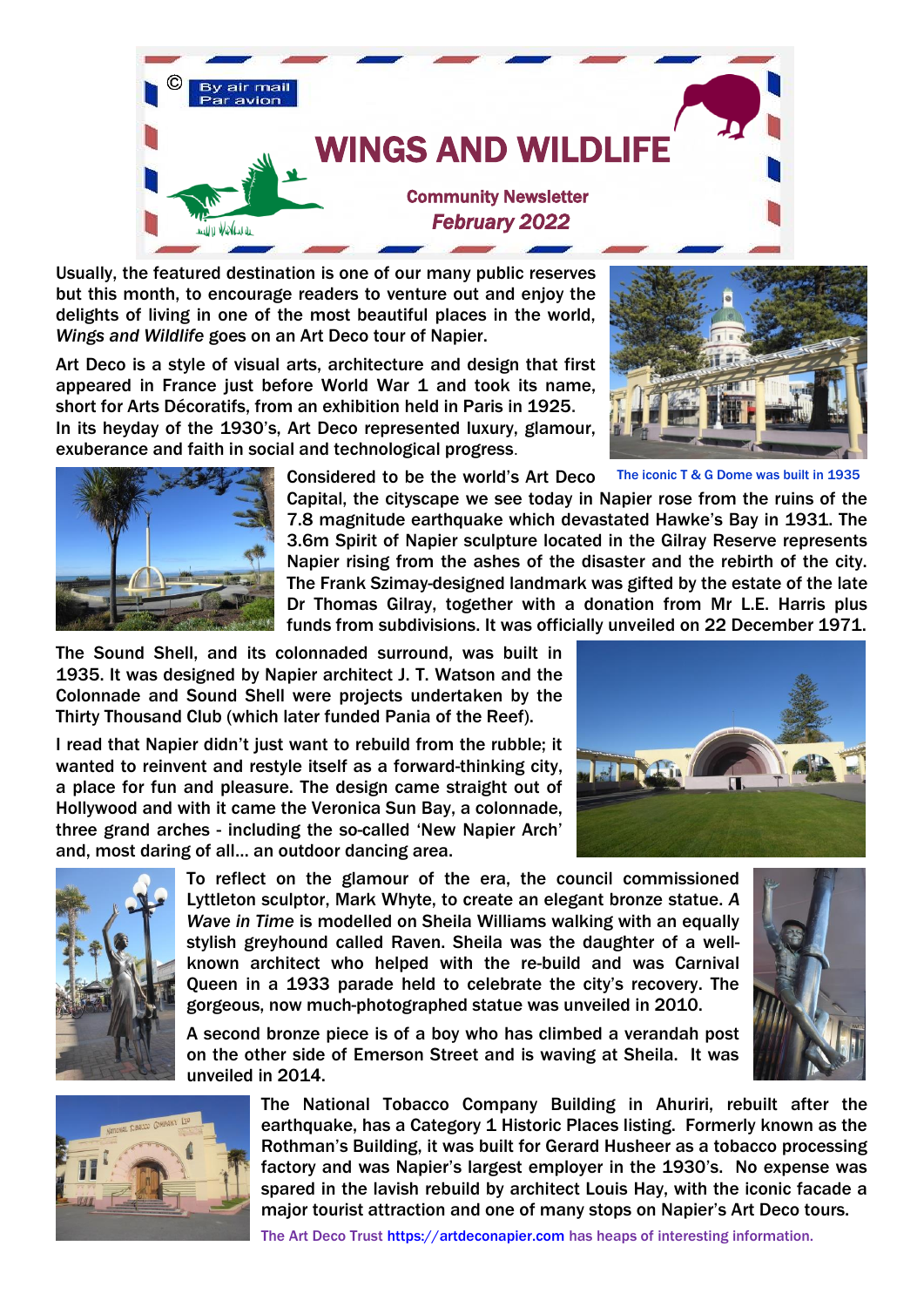©

By air mail
Par avion

# WINGS AND WILDLIFE

**Community Newsletter**
***February 2022***

Usually, the featured destination is one of our many public reserves but this month, to encourage readers to venture out and enjoy the delights of living in one of the most beautiful places in the world, *Wings and Wildlife* goes on an Art Deco tour of Napier.

Art Deco is a style of visual arts, architecture and design that first appeared in France just before World War 1 and took its name, short for Arts Décoratifs, from an exhibition held in Paris in 1925. In its heyday of the 1930's, Art Deco represented luxury, glamour, exuberance and faith in social and technological progress.

The iconic T & G Dome was built in 1935

Considered to be the world's Art Deco Capital, the cityscape we see today in Napier rose from the ruins of the 7.8 magnitude earthquake which devastated Hawke's Bay in 1931. The 3.6m Spirit of Napier sculpture located in the Gilray Reserve represents Napier rising from the ashes of the disaster and the rebirth of the city. The Frank Szimay-designed landmark was gifted by the estate of the late Dr Thomas Gilray, together with a donation from Mr L.E. Harris plus funds from subdivisions. It was officially unveiled on 22 December 1971.

The Sound Shell, and its colonnaded surround, was built in 1935. It was designed by Napier architect J. T. Watson and the Colonnade and Sound Shell were projects undertaken by the Thirty Thousand Club (which later funded Pania of the Reef).

I read that Napier didn't just want to rebuild from the rubble; it wanted to reinvent and restyle itself as a forward-thinking city, a place for fun and pleasure. The design came straight out of Hollywood and with it came the Veronica Sun Bay, a colonnade, three grand arches - including the so-called 'New Napier Arch' and, most daring of all… an outdoor dancing area.

To reflect on the glamour of the era, the council commissioned Lyttleton sculptor, Mark Whyte, to create an elegant bronze statue. *A Wave in Time* is modelled on Sheila Williams walking with an equally stylish greyhound called Raven. Sheila was the daughter of a well-known architect who helped with the re-build and was Carnival Queen in a 1933 parade held to celebrate the city's recovery. The gorgeous, now much-photographed statue was unveiled in 2010.

A second bronze piece is of a boy who has climbed a verandah post on the other side of Emerson Street and is waving at Sheila. It was unveiled in 2014.

The National Tobacco Company Building in Ahuriri, rebuilt after the earthquake, has a Category 1 Historic Places listing. Formerly known as the Rothman's Building, it was built for Gerard Husheer as a tobacco processing factory and was Napier's largest employer in the 1930's. No expense was spared in the lavish rebuild by architect Louis Hay, with the iconic facade a major tourist attraction and one of many stops on Napier's Art Deco tours.

The Art Deco Trust https://artdeconapier.com has heaps of interesting information.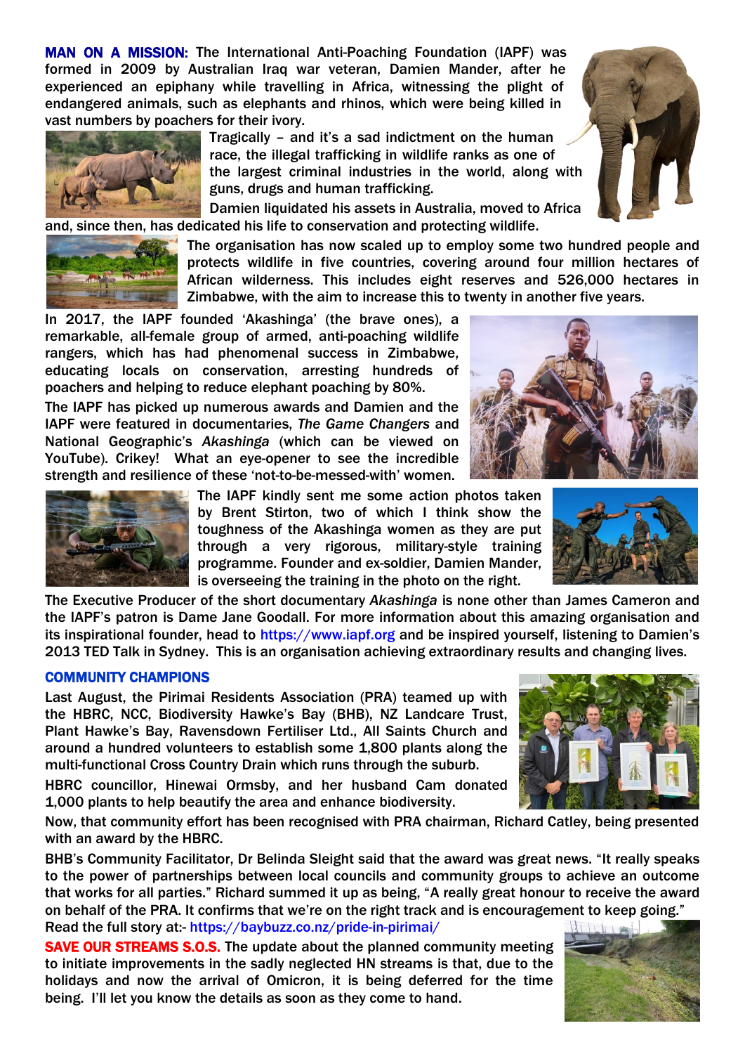**MAN ON A MISSION:** The International Anti-Poaching Foundation (IAPF) was formed in 2009 by Australian Iraq war veteran, Damien Mander, after he experienced an epiphany while travelling in Africa, witnessing the plight of endangered animals, such as elephants and rhinos, which were being killed in vast numbers by poachers for their ivory.

Tragically – and it's a sad indictment on the human race, the illegal trafficking in wildlife ranks as one of the largest criminal industries in the world, along with guns, drugs and human trafficking.

Damien liquidated his assets in Australia, moved to Africa and, since then, has dedicated his life to conservation and protecting wildlife.

The organisation has now scaled up to employ some two hundred people and protects wildlife in five countries, covering around four million hectares of African wilderness. This includes eight reserves and 526,000 hectares in Zimbabwe, with the aim to increase this to twenty in another five years.

In 2017, the IAPF founded 'Akashinga' (the brave ones), a remarkable, all-female group of armed, anti-poaching wildlife rangers, which has had phenomenal success in Zimbabwe, educating locals on conservation, arresting hundreds of poachers and helping to reduce elephant poaching by 80%.

The IAPF has picked up numerous awards and Damien and the IAPF were featured in documentaries, *The Game Changers* and National Geographic's *Akashinga* (which can be viewed on YouTube). Crikey! What an eye-opener to see the incredible strength and resilience of these 'not-to-be-messed-with' women.

The IAPF kindly sent me some action photos taken by Brent Stirton, two of which I think show the toughness of the Akashinga women as they are put through a very rigorous, military-style training programme. Founder and ex-soldier, Damien Mander, is overseeing the training in the photo on the right.

The Executive Producer of the short documentary *Akashinga* is none other than James Cameron and the IAPF's patron is Dame Jane Goodall. For more information about this amazing organisation and its inspirational founder, head to https://www.iapf.org and be inspired yourself, listening to Damien's 2013 TED Talk in Sydney. This is an organisation achieving extraordinary results and changing lives.

**COMMUNITY CHAMPIONS**

Last August, the Pirimai Residents Association (PRA) teamed up with the HBRC, NCC, Biodiversity Hawke's Bay (BHB), NZ Landcare Trust, Plant Hawke's Bay, Ravensdown Fertiliser Ltd., All Saints Church and around a hundred volunteers to establish some 1,800 plants along the multi-functional Cross Country Drain which runs through the suburb.

HBRC councillor, Hinewai Ormsby, and her husband Cam donated 1,000 plants to help beautify the area and enhance biodiversity.

Now, that community effort has been recognised with PRA chairman, Richard Catley, being presented with an award by the HBRC.

BHB's Community Facilitator, Dr Belinda Sleight said that the award was great news. "It really speaks to the power of partnerships between local councils and community groups to achieve an outcome that works for all parties." Richard summed it up as being, "A really great honour to receive the award on behalf of the PRA. It confirms that we're on the right track and is encouragement to keep going." Read the full story at:- https://baybuzz.co.nz/pride-in-pirimai/

**SAVE OUR STREAMS S.O.S.** The update about the planned community meeting to initiate improvements in the sadly neglected HN streams is that, due to the holidays and now the arrival of Omicron, it is being deferred for the time being. I'll let you know the details as soon as they come to hand.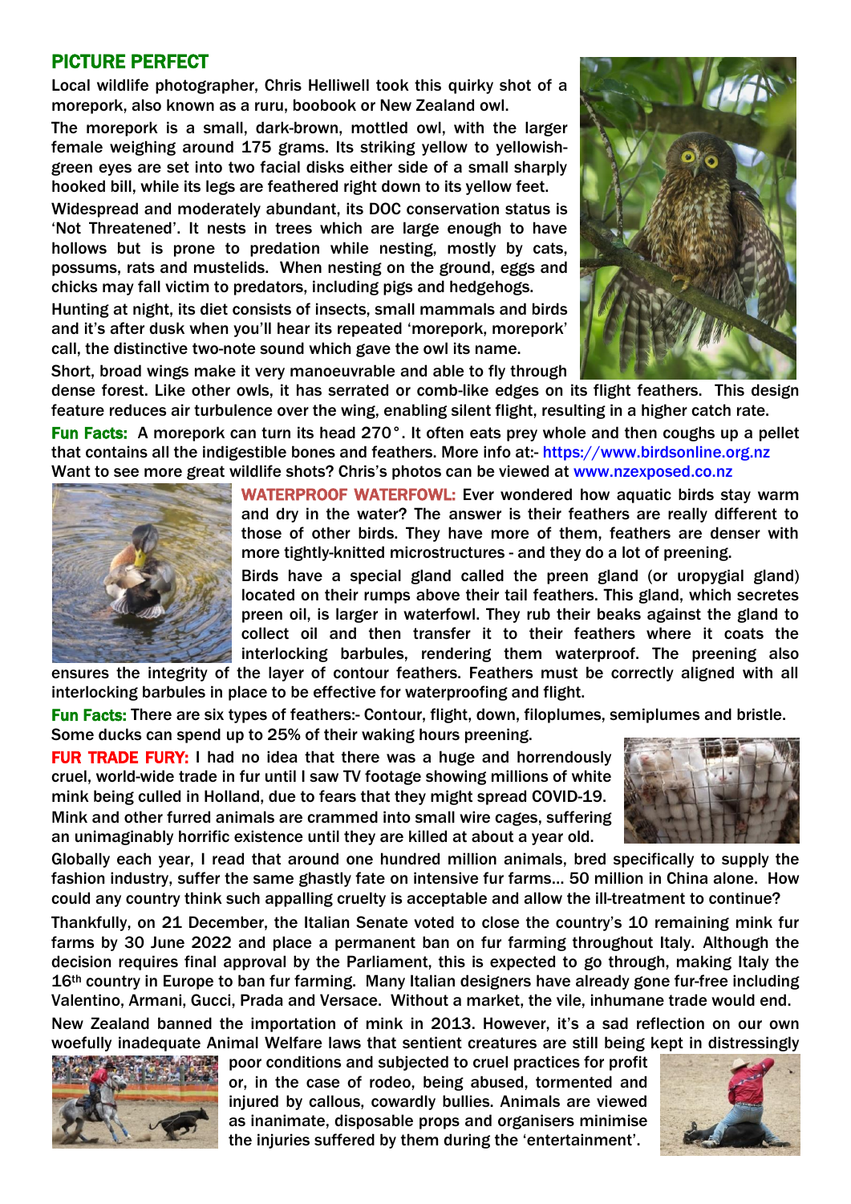## PICTURE PERFECT

Local wildlife photographer, Chris Helliwell took this quirky shot of a morepork, also known as a ruru, boobook or New Zealand owl.

The morepork is a small, dark-brown, mottled owl, with the larger female weighing around 175 grams. Its striking yellow to yellowish-green eyes are set into two facial disks either side of a small sharply hooked bill, while its legs are feathered right down to its yellow feet.

Widespread and moderately abundant, its DOC conservation status is 'Not Threatened'. It nests in trees which are large enough to have hollows but is prone to predation while nesting, mostly by cats, possums, rats and mustelids. When nesting on the ground, eggs and chicks may fall victim to predators, including pigs and hedgehogs.

Hunting at night, its diet consists of insects, small mammals and birds and it's after dusk when you'll hear its repeated 'morepork, morepork' call, the distinctive two-note sound which gave the owl its name.

Short, broad wings make it very manoeuvrable and able to fly through dense forest. Like other owls, it has serrated or comb-like edges on its flight feathers. This design feature reduces air turbulence over the wing, enabling silent flight, resulting in a higher catch rate.

**Fun Facts:** A morepork can turn its head 270°. It often eats prey whole and then coughs up a pellet that contains all the indigestible bones and feathers. More info at:- https://www.birdsonline.org.nz

Want to see more great wildlife shots? Chris's photos can be viewed at www.nzexposed.co.nz

**WATERPROOF WATERFOWL:** Ever wondered how aquatic birds stay warm and dry in the water? The answer is their feathers are really different to those of other birds. They have more of them, feathers are denser with more tightly-knitted microstructures - and they do a lot of preening.

Birds have a special gland called the preen gland (or uropygial gland) located on their rumps above their tail feathers. This gland, which secretes preen oil, is larger in waterfowl. They rub their beaks against the gland to collect oil and then transfer it to their feathers where it coats the interlocking barbules, rendering them waterproof. The preening also ensures the integrity of the layer of contour feathers. Feathers must be correctly aligned with all interlocking barbules in place to be effective for waterproofing and flight.

**Fun Facts:** There are six types of feathers:- Contour, flight, down, filoplumes, semiplumes and bristle. Some ducks can spend up to 25% of their waking hours preening.

**FUR TRADE FURY:** I had no idea that there was a huge and horrendously cruel, world-wide trade in fur until I saw TV footage showing millions of white mink being culled in Holland, due to fears that they might spread COVID-19. Mink and other furred animals are crammed into small wire cages, suffering an unimaginably horrific existence until they are killed at about a year old.

Globally each year, I read that around one hundred million animals, bred specifically to supply the fashion industry, suffer the same ghastly fate on intensive fur farms… 50 million in China alone. How could any country think such appalling cruelty is acceptable and allow the ill-treatment to continue?

Thankfully, on 21 December, the Italian Senate voted to close the country's 10 remaining mink fur farms by 30 June 2022 and place a permanent ban on fur farming throughout Italy. Although the decision requires final approval by the Parliament, this is expected to go through, making Italy the 16th country in Europe to ban fur farming. Many Italian designers have already gone fur-free including Valentino, Armani, Gucci, Prada and Versace. Without a market, the vile, inhumane trade would end.

New Zealand banned the importation of mink in 2013. However, it's a sad reflection on our own woefully inadequate Animal Welfare laws that sentient creatures are still being kept in distressingly poor conditions and subjected to cruel practices for profit or, in the case of rodeo, being abused, tormented and injured by callous, cowardly bullies. Animals are viewed as inanimate, disposable props and organisers minimise the injuries suffered by them during the 'entertainment'.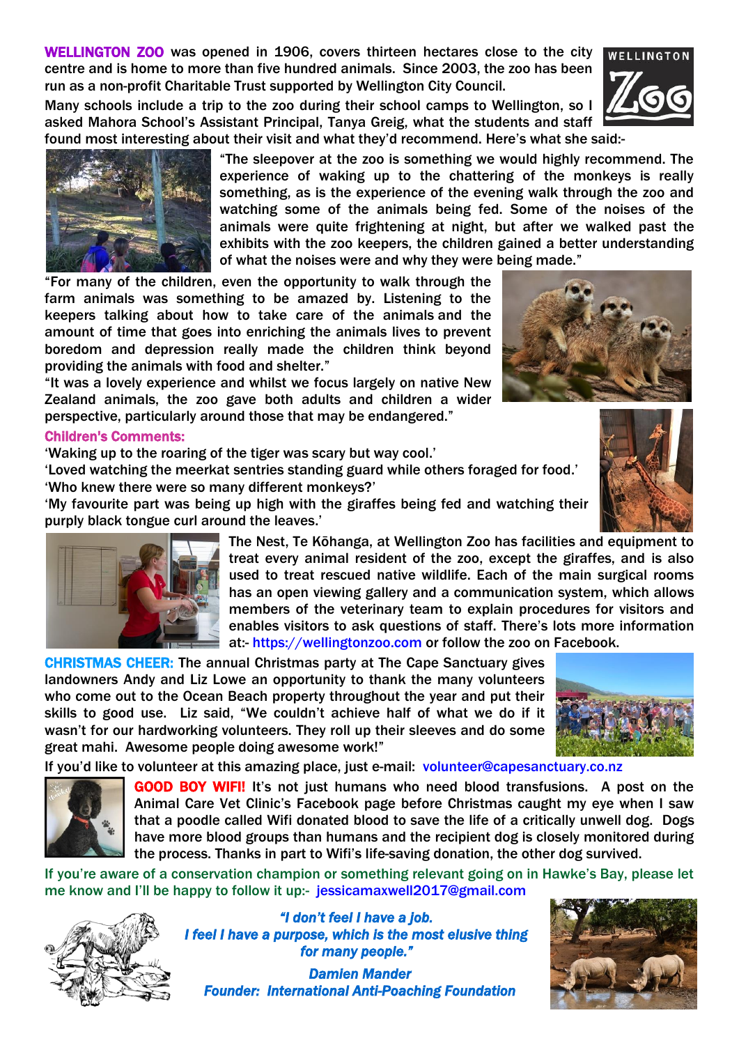**WELLINGTON ZOO** was opened in 1906, covers thirteen hectares close to the city centre and is home to more than five hundred animals. Since 2003, the zoo has been run as a non-profit Charitable Trust supported by Wellington City Council.

Many schools include a trip to the zoo during their school camps to Wellington, so I asked Mahora School's Assistant Principal, Tanya Greig, what the students and staff found most interesting about their visit and what they'd recommend. Here's what she said:-

"The sleepover at the zoo is something we would highly recommend. The experience of waking up to the chattering of the monkeys is really something, as is the experience of the evening walk through the zoo and watching some of the animals being fed. Some of the noises of the animals were quite frightening at night, but after we walked past the exhibits with the zoo keepers, the children gained a better understanding of what the noises were and why they were being made."

"For many of the children, even the opportunity to walk through the farm animals was something to be amazed by. Listening to the keepers talking about how to take care of the animals and the amount of time that goes into enriching the animals lives to prevent boredom and depression really made the children think beyond providing the animals with food and shelter."

"It was a lovely experience and whilst we focus largely on native New Zealand animals, the zoo gave both adults and children a wider perspective, particularly around those that may be endangered."

**Children's Comments:**

'Waking up to the roaring of the tiger was scary but way cool.'

'Loved watching the meerkat sentries standing guard while others foraged for food.'

'Who knew there were so many different monkeys?'

'My favourite part was being up high with the giraffes being fed and watching their purply black tongue curl around the leaves.'

The Nest, Te Kōhanga, at Wellington Zoo has facilities and equipment to treat every animal resident of the zoo, except the giraffes, and is also used to treat rescued native wildlife. Each of the main surgical rooms has an open viewing gallery and a communication system, which allows members of the veterinary team to explain procedures for visitors and enables visitors to ask questions of staff. There's lots more information at:- https://wellingtonzoo.com or follow the zoo on Facebook.

**CHRISTMAS CHEER:** The annual Christmas party at The Cape Sanctuary gives landowners Andy and Liz Lowe an opportunity to thank the many volunteers who come out to the Ocean Beach property throughout the year and put their skills to good use. Liz said, "We couldn't achieve half of what we do if it wasn't for our hardworking volunteers. They roll up their sleeves and do some great mahi. Awesome people doing awesome work!"

If you'd like to volunteer at this amazing place, just e-mail: volunteer@capesanctuary.co.nz

**GOOD BOY WIFI!** It's not just humans who need blood transfusions. A post on the Animal Care Vet Clinic's Facebook page before Christmas caught my eye when I saw that a poodle called Wifi donated blood to save the life of a critically unwell dog. Dogs have more blood groups than humans and the recipient dog is closely monitored during the process. Thanks in part to Wifi's life-saving donation, the other dog survived.

If you're aware of a conservation champion or something relevant going on in Hawke's Bay, please let me know and I'll be happy to follow it up:- jessicamaxwell2017@gmail.com

***"I don't feel I have a job.***
***I feel I have a purpose, which is the most elusive thing for many people."***

***Damien Mander***
***Founder: International Anti-Poaching Foundation***